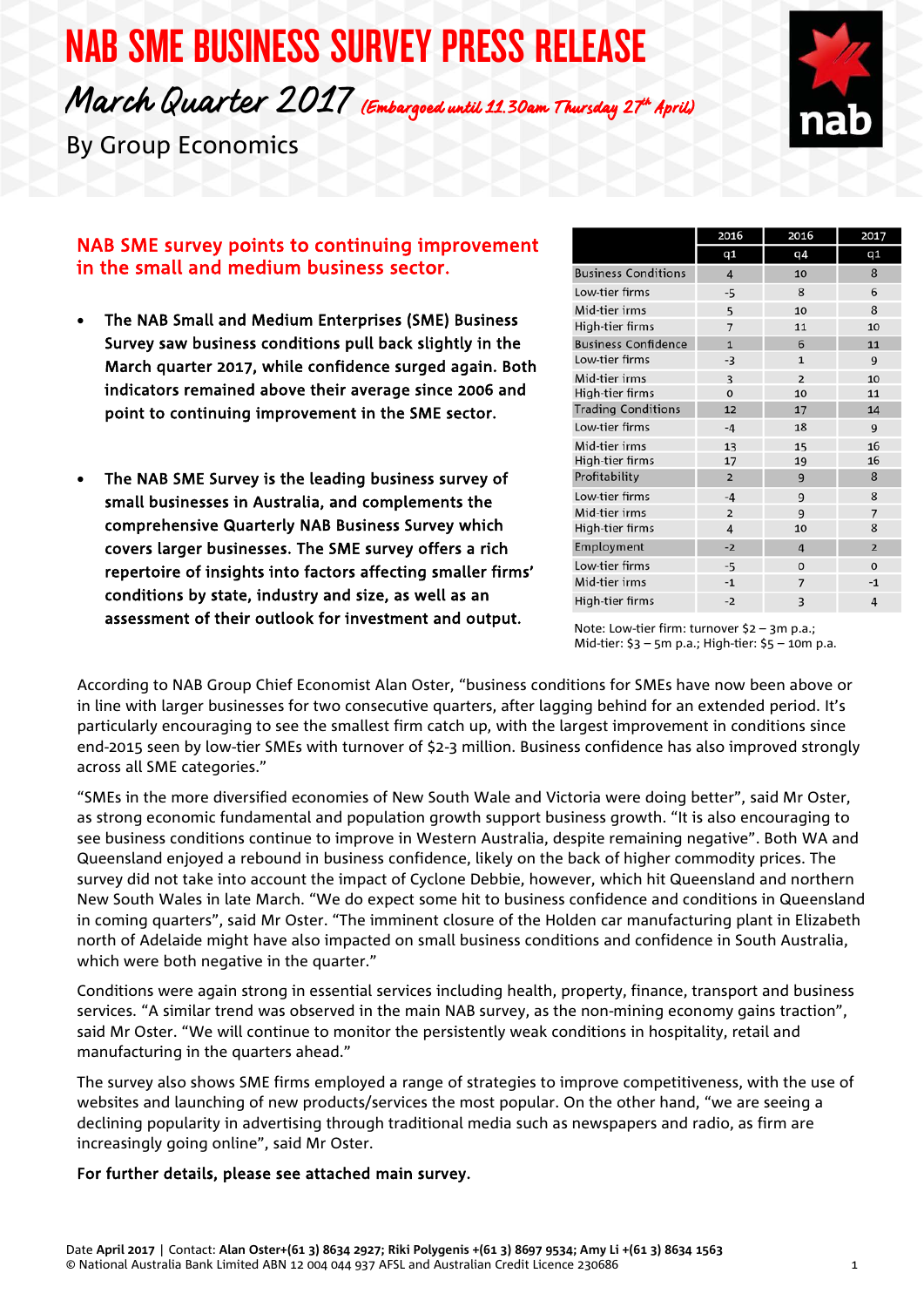# NAB SME BUSINESS SURVEY PRESS RELEASE

## March Quarter 2017 *(Embargoed until 11.30am Thursday 27th April)*

By Group Economics

### NAB SME survey points to continuing improvement in the small and medium business sector.

- **The NAB Small and Medium Enterprises (SME) Business Survey saw business conditions pull back slightly in the March quarter 2017, while confidence surged again. Both indicators remained above their average since 2006 and point to continuing improvement in the SME sector.**

- **The NAB SME Survey is the leading business survey of small businesses in Australia, and complements the comprehensive Quarterly NAB Business Survey which covers larger businesses. The SME survey offers a rich repertoire of insights into factors affecting smaller firms' conditions by state, industry and size, as well as an assessment of their outlook for investment and output.**

| | 2016 | 2016 | 2017 |
|---|---|---|---|
| | q1 | q4 | q1 |
| Business Conditions | 4 | 10 | 8 |
| Low-tier firms | -5 | 8 | 6 |
| Mid-tier irms | 5 | 10 | 8 |
| High-tier firms | 7 | 11 | 10 |
| Business Confidence | 1 | 6 | 11 |
| Low-tier firms | -3 | 1 | 9 |
| Mid-tier irms | 3 | 2 | 10 |
| High-tier firms | 0 | 10 | 11 |
| Trading Conditions | 12 | 17 | 14 |
| Low-tier firms | -4 | 18 | 9 |
| Mid-tier irms | 13 | 15 | 16 |
| High-tier firms | 17 | 19 | 16 |
| Profitability | 2 | 9 | 8 |
| Low-tier firms | -4 | 9 | 8 |
| Mid-tier irms | 2 | 9 | 7 |
| High-tier firms | 4 | 10 | 8 |
| Employment | -2 | 4 | 2 |
| Low-tier firms | -5 | 0 | 0 |
| Mid-tier irms | -1 | 7 | -1 |
| High-tier firms | -2 | 3 | 4 |

Note: Low-tier firm: turnover $2 – 3m p.a.; Mid-tier: $3 – 5m p.a.; High-tier: $5 – 10m p.a.

According to NAB Group Chief Economist Alan Oster, "business conditions for SMEs have now been above or in line with larger businesses for two consecutive quarters, after lagging behind for an extended period. It's particularly encouraging to see the smallest firm catch up, with the largest improvement in conditions since end-2015 seen by low-tier SMEs with turnover of $2-3 million. Business confidence has also improved strongly across all SME categories."

"SMEs in the more diversified economies of New South Wale and Victoria were doing better", said Mr Oster, as strong economic fundamental and population growth support business growth. "It is also encouraging to see business conditions continue to improve in Western Australia, despite remaining negative". Both WA and Queensland enjoyed a rebound in business confidence, likely on the back of higher commodity prices. The survey did not take into account the impact of Cyclone Debbie, however, which hit Queensland and northern New South Wales in late March. "We do expect some hit to business confidence and conditions in Queensland in coming quarters", said Mr Oster. "The imminent closure of the Holden car manufacturing plant in Elizabeth north of Adelaide might have also impacted on small business conditions and confidence in South Australia, which were both negative in the quarter."

Conditions were again strong in essential services including health, property, finance, transport and business services. "A similar trend was observed in the main NAB survey, as the non-mining economy gains traction", said Mr Oster. "We will continue to monitor the persistently weak conditions in hospitality, retail and manufacturing in the quarters ahead."

The survey also shows SME firms employed a range of strategies to improve competitiveness, with the use of websites and launching of new products/services the most popular. On the other hand, "we are seeing a declining popularity in advertising through traditional media such as newspapers and radio, as firm are increasingly going online", said Mr Oster.

**For further details, please see attached main survey.**

Date **April 2017** | Contact: **Alan Oster+(61 3) 8634 2927; Riki Polygenis +(61 3) 8697 9534; Amy Li +(61 3) 8634 1563**
© National Australia Bank Limited ABN 12 004 044 937 AFSL and Australian Credit Licence 230686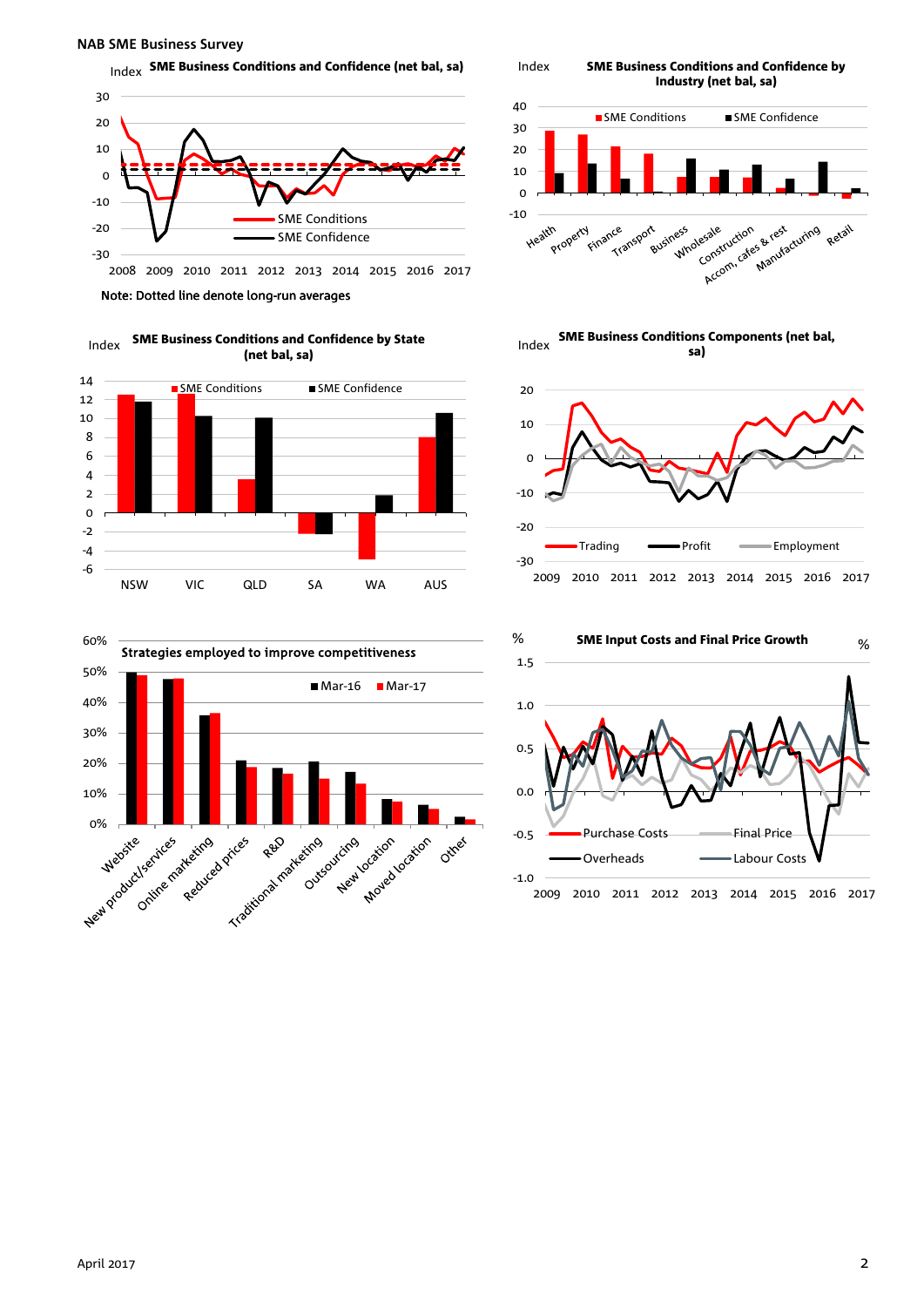## NAB SME Business Survey

**SME Business Conditions and Confidence (net bal, sa)**

Index

Note: Dotted line denote long-run averages

**SME Business Conditions and Confidence by Industry (net bal, sa)**

**SME Business Conditions and Confidence by State (net bal, sa)**

**SME Business Conditions Components (net bal, sa)**

**Strategies employed to improve competitiveness**

**SME Input Costs and Final Price Growth**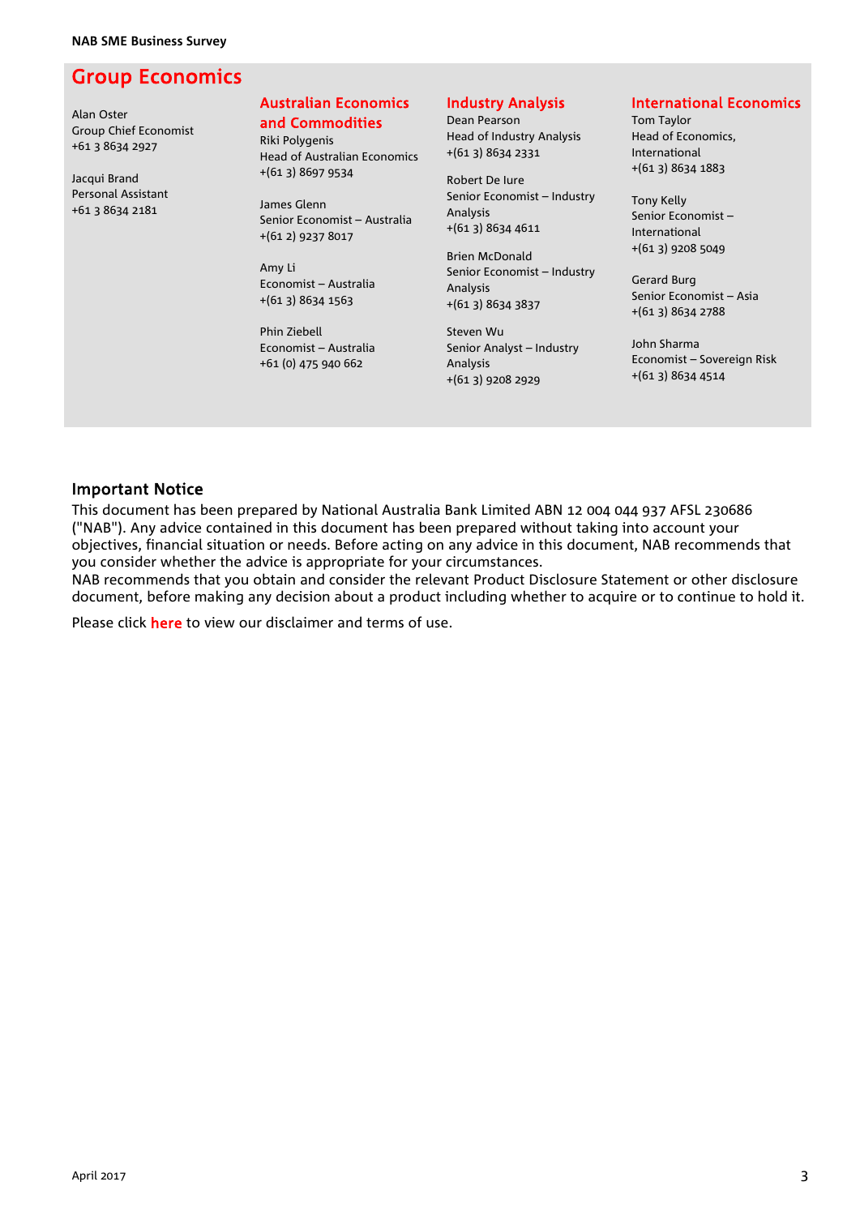# Group Economics

Alan Oster
Group Chief Economist
+61 3 8634 2927

Jacqui Brand
Personal Assistant
+61 3 8634 2181

## Australian Economics and Commodities

Riki Polygenis
Head of Australian Economics
+(61 3) 8697 9534

James Glenn
Senior Economist – Australia
+(61 2) 9237 8017

Amy Li
Economist – Australia
+(61 3) 8634 1563

Phin Ziebell
Economist – Australia
+61 (0) 475 940 662

## Industry Analysis

Dean Pearson
Head of Industry Analysis
+(61 3) 8634 2331

Robert De Iure
Senior Economist – Industry Analysis
+(61 3) 8634 4611

Brien McDonald
Senior Economist – Industry Analysis
+(61 3) 8634 3837

Steven Wu
Senior Analyst – Industry Analysis
+(61 3) 9208 2929

## International Economics

Tom Taylor
Head of Economics, International
+(61 3) 8634 1883

Tony Kelly
Senior Economist – International
+(61 3) 9208 5049

Gerard Burg
Senior Economist – Asia
+(61 3) 8634 2788

John Sharma
Economist – Sovereign Risk
+(61 3) 8634 4514

## Important Notice

This document has been prepared by National Australia Bank Limited ABN 12 004 044 937 AFSL 230686 ("NAB"). Any advice contained in this document has been prepared without taking into account your objectives, financial situation or needs. Before acting on any advice in this document, NAB recommends that you consider whether the advice is appropriate for your circumstances.
NAB recommends that you obtain and consider the relevant Product Disclosure Statement or other disclosure document, before making any decision about a product including whether to acquire or to continue to hold it.

Please click **here** to view our disclaimer and terms of use.